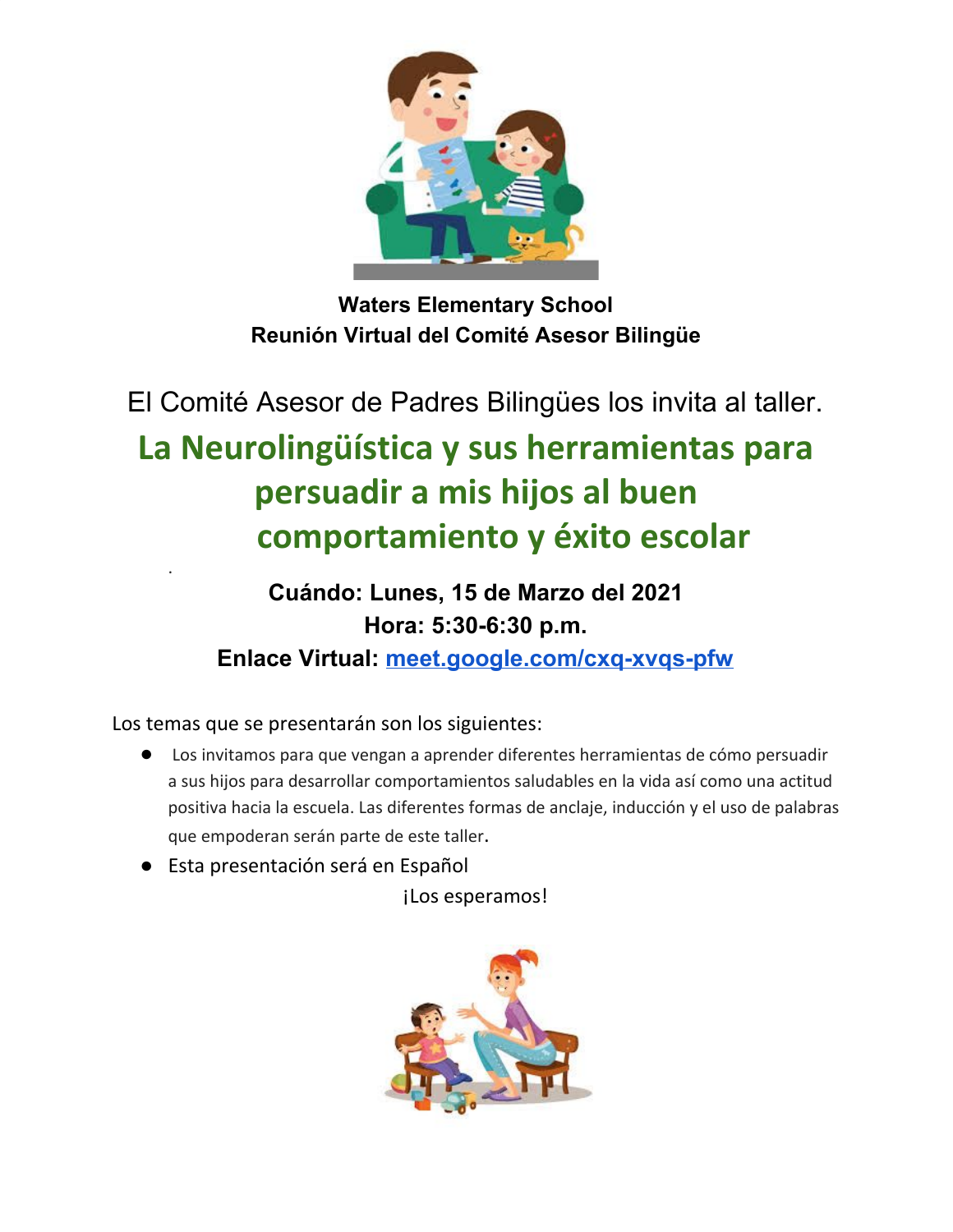**Waters Elementary School**
**Reunión Virtual del Comité Asesor Bilingüe**

El Comité Asesor de Padres Bilingües los invita al taller.

## La Neurolingüística y sus herramientas para persuadir a mis hijos al buen comportamiento y éxito escolar

**Cuándo: Lunes, 15 de Marzo del 2021**
**Hora: 5:30-6:30 p.m.**
**Enlace Virtual: meet.google.com/cxq-xvqs-pfw**

Los temas que se presentarán son los siguientes:

- Los invitamos para que vengan a aprender diferentes herramientas de cómo persuadir a sus hijos para desarrollar comportamientos saludables en la vida así como una actitud positiva hacia la escuela. Las diferentes formas de anclaje, inducción y el uso de palabras que empoderan serán parte de este taller.
- Esta presentación será en Español

¡Los esperamos!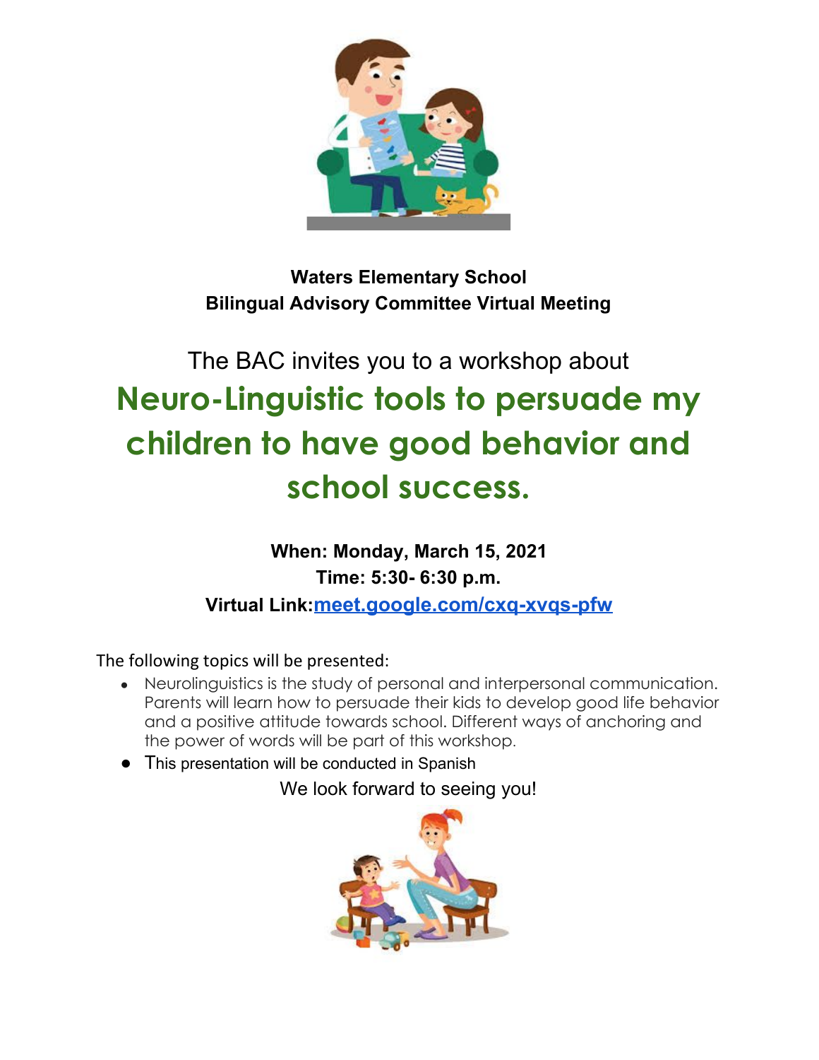**Waters Elementary School**
**Bilingual Advisory Committee Virtual Meeting**

The BAC invites you to a workshop about

# Neuro-Linguistic tools to persuade my children to have good behavior and school success.

**When: Monday, March 15, 2021**
**Time: 5:30- 6:30 p.m.**
**Virtual Link:[meet.google.com/cxq-xvqs-pfw](meet.google.com/cxq-xvqs-pfw)**

The following topics will be presented:

- Neurolinguistics is the study of personal and interpersonal communication. Parents will learn how to persuade their kids to develop good life behavior and a positive attitude towards school. Different ways of anchoring and the power of words will be part of this workshop.
- This presentation will be conducted in Spanish

We look forward to seeing you!